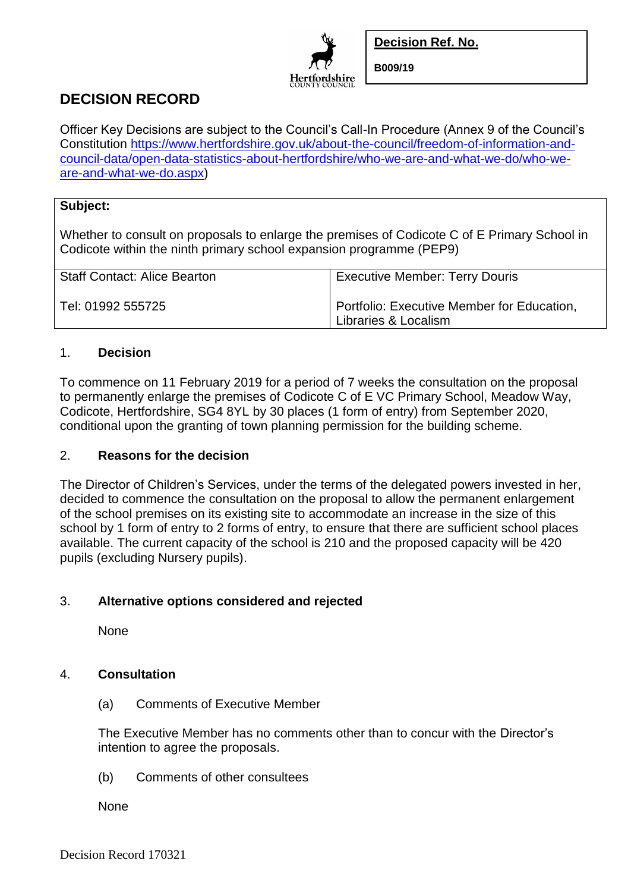| Decision Ref. No. |
| --- |
| B009/19 |

# DECISION RECORD

Officer Key Decisions are subject to the Council's Call-In Procedure (Annex 9 of the Council's Constitution https://www.hertfordshire.gov.uk/about-the-council/freedom-of-information-and-council-data/open-data-statistics-about-hertfordshire/who-we-are-and-what-we-do/who-we-are-and-what-we-do.aspx)

| **Subject:** Whether to consult on proposals to enlarge the premises of Codicote C of E Primary School in Codicote within the ninth primary school expansion programme (PEP9) | |
| --- | --- |
| Staff Contact: Alice Bearton | Executive Member: Terry Douris |
| Tel: 01992 555725 | Portfolio: Executive Member for Education, Libraries & Localism |

## 1. Decision

To commence on 11 February 2019 for a period of 7 weeks the consultation on the proposal to permanently enlarge the premises of Codicote C of E VC Primary School, Meadow Way, Codicote, Hertfordshire, SG4 8YL by 30 places (1 form of entry) from September 2020, conditional upon the granting of town planning permission for the building scheme.

## 2. Reasons for the decision

The Director of Children's Services, under the terms of the delegated powers invested in her, decided to commence the consultation on the proposal to allow the permanent enlargement of the school premises on its existing site to accommodate an increase in the size of this school by 1 form of entry to 2 forms of entry, to ensure that there are sufficient school places available. The current capacity of the school is 210 and the proposed capacity will be 420 pupils (excluding Nursery pupils).

## 3. Alternative options considered and rejected

None

## 4. Consultation

(a) Comments of Executive Member

The Executive Member has no comments other than to concur with the Director's intention to agree the proposals.

(b) Comments of other consultees

None

Decision Record 170321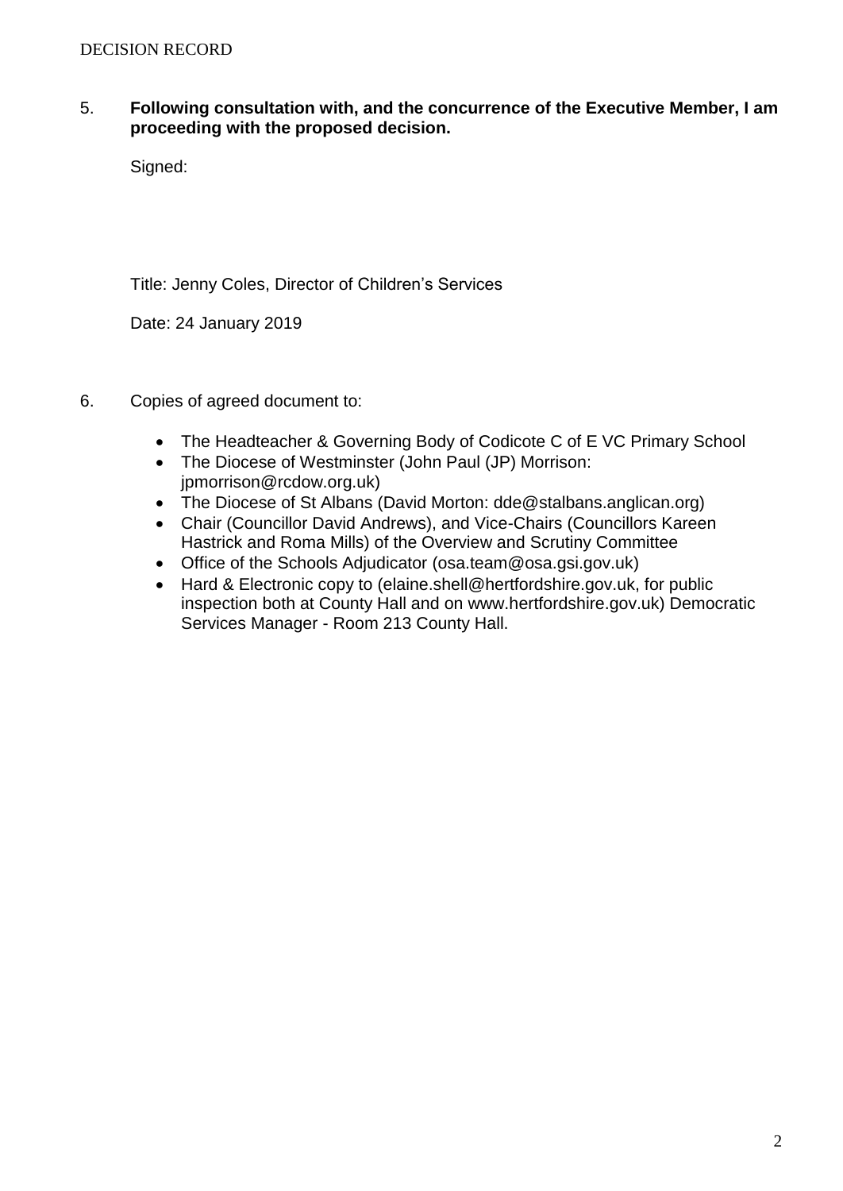5. **Following consultation with, and the concurrence of the Executive Member, I am proceeding with the proposed decision.**

   Signed:

   Title: Jenny Coles, Director of Children's Services

   Date: 24 January 2019

6. Copies of agreed document to:

   - The Headteacher & Governing Body of Codicote C of E VC Primary School
   - The Diocese of Westminster (John Paul (JP) Morrison: jpmorrison@rcdow.org.uk)
   - The Diocese of St Albans (David Morton: dde@stalbans.anglican.org)
   - Chair (Councillor David Andrews), and Vice-Chairs (Councillors Kareen Hastrick and Roma Mills) of the Overview and Scrutiny Committee
   - Office of the Schools Adjudicator (osa.team@osa.gsi.gov.uk)
   - Hard & Electronic copy to (elaine.shell@hertfordshire.gov.uk, for public inspection both at County Hall and on www.hertfordshire.gov.uk) Democratic Services Manager - Room 213 County Hall.